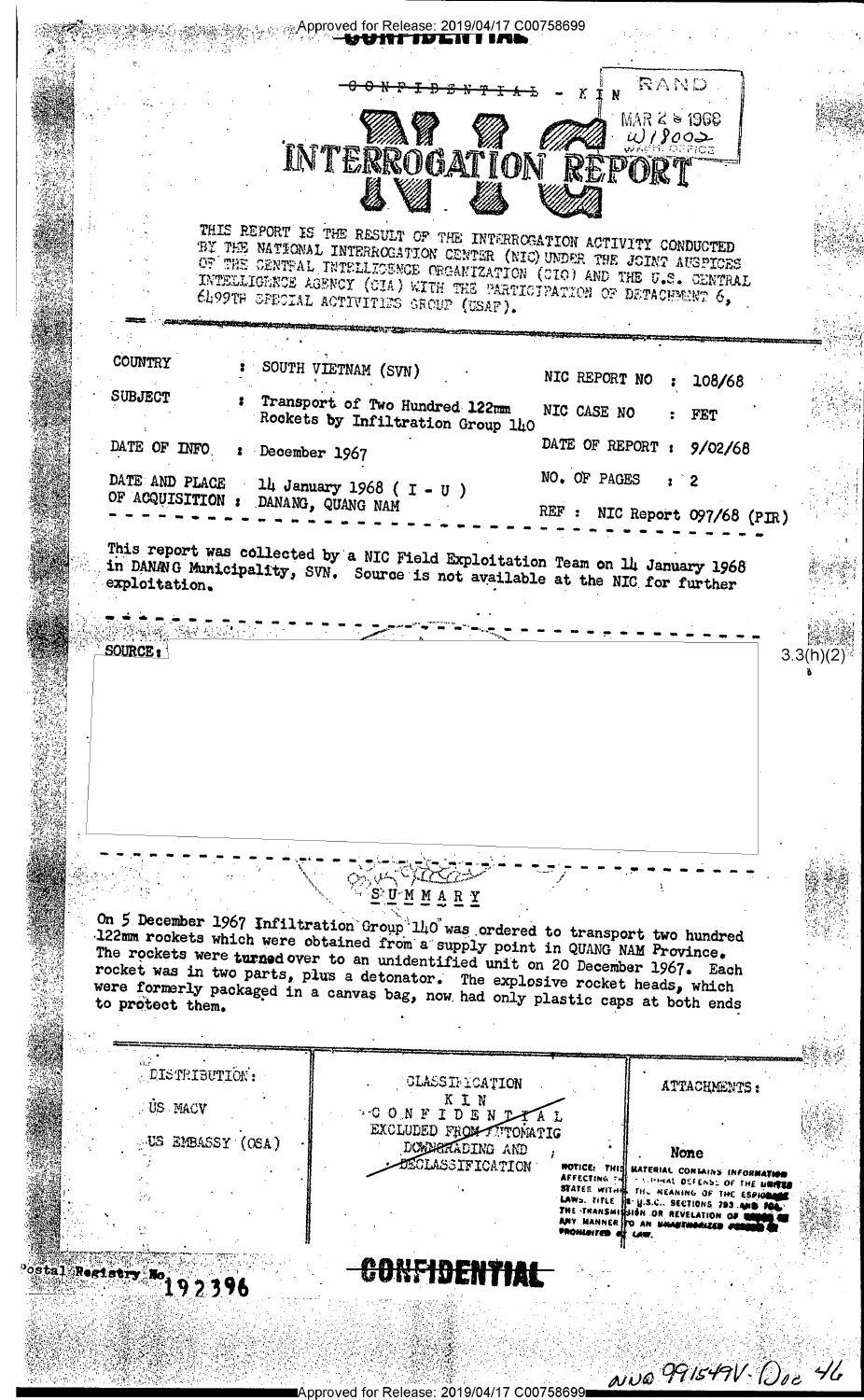CONFIDENTIAL - KIN

RAND
MAR 26 1968
W/8002
WASH. OFFICE

# NIC INTERROGATION REPORT

THIS REPORT IS THE RESULT OF THE INTERROGATION ACTIVITY CONDUCTED BY THE NATIONAL INTERROGATION CENTER (NIC) UNDER THE JOINT AUSPICES OF THE CENTRAL INTELLIGENCE ORGANIZATION (CIO) AND THE U.S. CENTRAL INTELLIGENCE AGENCY (CIA) WITH THE PARTICIPATION OF DETACHMENT 6, 6499TH SPECIAL ACTIVITIES GROUP (USAF).

| | | | |
|---|---|---|---|
| COUNTRY | : SOUTH VIETNAM (SVN) | NIC REPORT NO | : 108/68 |
| SUBJECT | : Transport of Two Hundred 122mm Rockets by Infiltration Group 140 | NIC CASE NO | : FET |
| DATE OF INFO. | : December 1967 | DATE OF REPORT | : 9/02/68 |
| DATE AND PLACE OF ACQUISITION | : 14 January 1968 ( I - U ) DANANG, QUANG NAM | NO. OF PAGES | : 2 |
| | | REF | : NIC Report 097/68 (PIR) |

This report was collected by a NIC Field Exploitation Team on 14 January 1968 in DANANG Municipality, SVN. Source is not available at the NIC for further exploitation.

SOURCE:

3.3(h)(2)

## SUMMARY

On 5 December 1967 Infiltration Group 140 was ordered to transport two hundred 122mm rockets which were obtained from a supply point in QUANG NAM Province. The rockets were turned over to an unidentified unit on 20 December 1967. Each rocket was in two parts, plus a detonator. The explosive rocket heads, which were formerly packaged in a canvas bag, now had only plastic caps at both ends to protect them.

| DISTRIBUTION: | CLASSIFICATION | ATTACHMENTS: |
|---|---|---|
| US MACV | KIN | None |
| US EMBASSY (OSA) | CONFIDENTIAL | |
| | EXCLUDED FROM AUTOMATIC DOWNGRADING AND DECLASSIFICATION | |

NOTICE: THIS MATERIAL CONTAINS INFORMATION AFFECTING THE NATIONAL DEFENSE OF THE UNITED STATES WITHIN THE MEANING OF THE ESPIONAGE LAWS, TITLE 18, U.S.C., SECTIONS 793 AND 794, THE TRANSMISSION OR REVELATION OF WHICH IN ANY MANNER TO AN UNAUTHORIZED PERSON IS PROHIBITED BY LAW.

Postal Registry No. 192396

CONFIDENTIAL

NVQ 991549V. Doc 46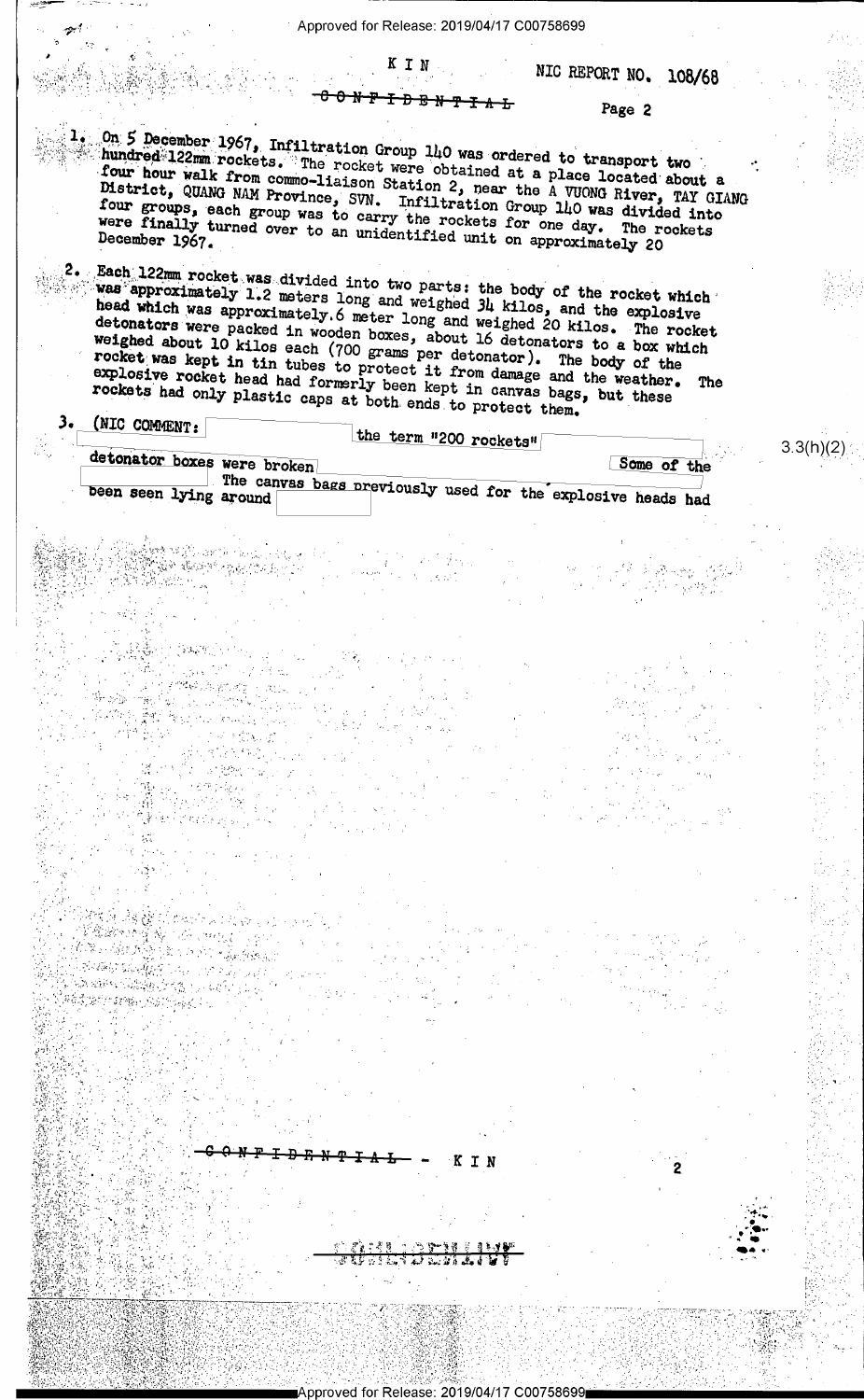KIN

NIC REPORT NO. 108/68

~~CONFIDENTIAL~~

1. On 5 December 1967, Infiltration Group 140 was ordered to transport two hundred 122mm rockets. The rocket were obtained at a place located about a four hour walk from commo-liaison Station 2, near the A VUONG River, TAY GIANG District, QUANG NAM Province, SVN. Infiltration Group 140 was divided into four groups, each group was to carry the rockets for one day. The rockets were finally turned over to an unidentified unit on approximately 20 December 1967.

2. Each 122mm rocket was divided into two parts: the body of the rocket which was approximately 1.2 meters long and weighed 34 kilos, and the explosive head which was approximately.6 meter long and weighed 20 kilos. The rocket detonators were packed in wooden boxes, about 16 detonators to a box which weighed about 10 kilos each (700 grams per detonator). The body of the rocket was kept in tin tubes to protect it from damage and the weather. The explosive rocket head had formerly been kept in canvas bags, but these rockets had only plastic caps at both ends to protect them.

3. (NIC COMMENT: [redacted] the term "200 rockets" [redacted] detonator boxes were broken [redacted] Some of the [redacted] The canvas bags previously used for the explosive heads had been seen lying around [redacted]

3.3(h)(2)

~~CONFIDENTIAL~~ - KIN